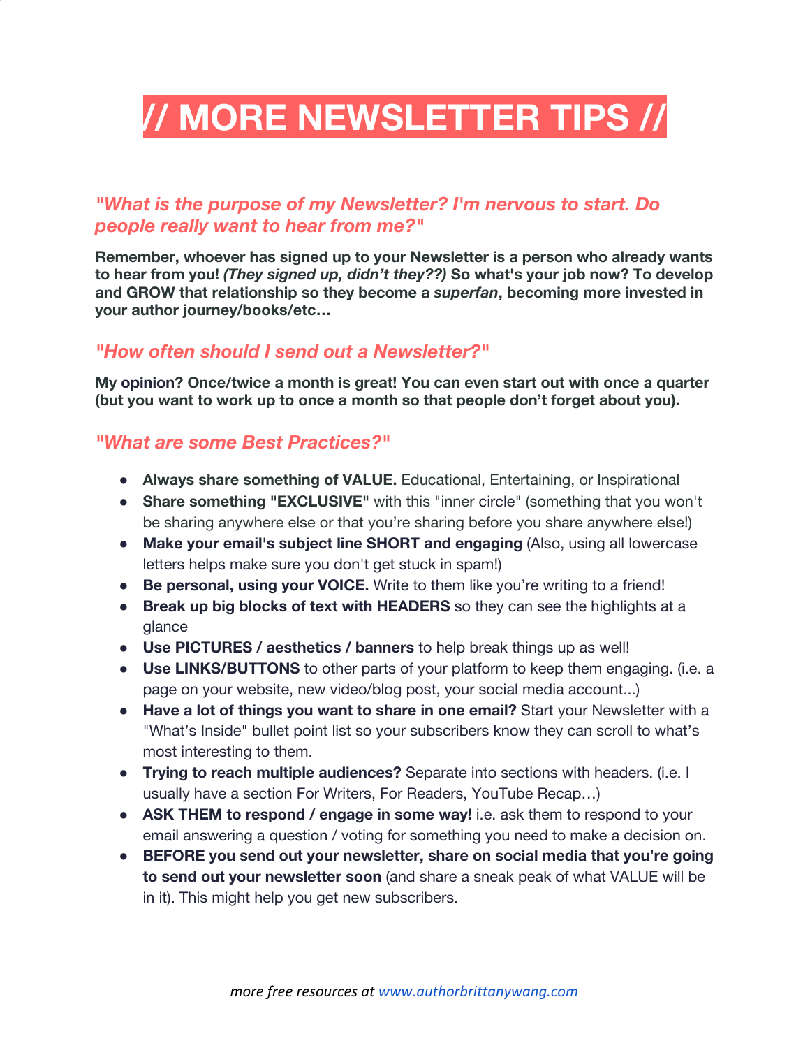# // MORE NEWSLETTER TIPS //

## *"What is the purpose of my Newsletter? I'm nervous to start. Do people really want to hear from me?"*

**Remember, whoever has signed up to your Newsletter is a person who already wants to hear from you! *(They signed up, didn't they??)* So what's your job now? To develop and GROW that relationship so they become a *superfan*, becoming more invested in your author journey/books/etc…**

## *"How often should I send out a Newsletter?"*

**My opinion? Once/twice a month is great! You can even start out with once a quarter (but you want to work up to once a month so that people don't forget about you).**

## *"What are some Best Practices?"*

- **Always share something of VALUE.** Educational, Entertaining, or Inspirational
- **Share something "EXCLUSIVE"** with this "inner circle" (something that you won't be sharing anywhere else or that you're sharing before you share anywhere else!)
- **Make your email's subject line SHORT and engaging** (Also, using all lowercase letters helps make sure you don't get stuck in spam!)
- **Be personal, using your VOICE.** Write to them like you're writing to a friend!
- **Break up big blocks of text with HEADERS** so they can see the highlights at a glance
- **Use PICTURES / aesthetics / banners** to help break things up as well!
- **Use LINKS/BUTTONS** to other parts of your platform to keep them engaging. (i.e. a page on your website, new video/blog post, your social media account...)
- **Have a lot of things you want to share in one email?** Start your Newsletter with a "What's Inside" bullet point list so your subscribers know they can scroll to what's most interesting to them.
- **Trying to reach multiple audiences?** Separate into sections with headers. (i.e. I usually have a section For Writers, For Readers, YouTube Recap…)
- **ASK THEM to respond / engage in some way!** i.e. ask them to respond to your email answering a question / voting for something you need to make a decision on.
- **BEFORE you send out your newsletter, share on social media that you're going to send out your newsletter soon** (and share a sneak peak of what VALUE will be in it). This might help you get new subscribers.

*more free resources at [www.authorbrittanywang.com](http://www.authorbrittanywang.com)*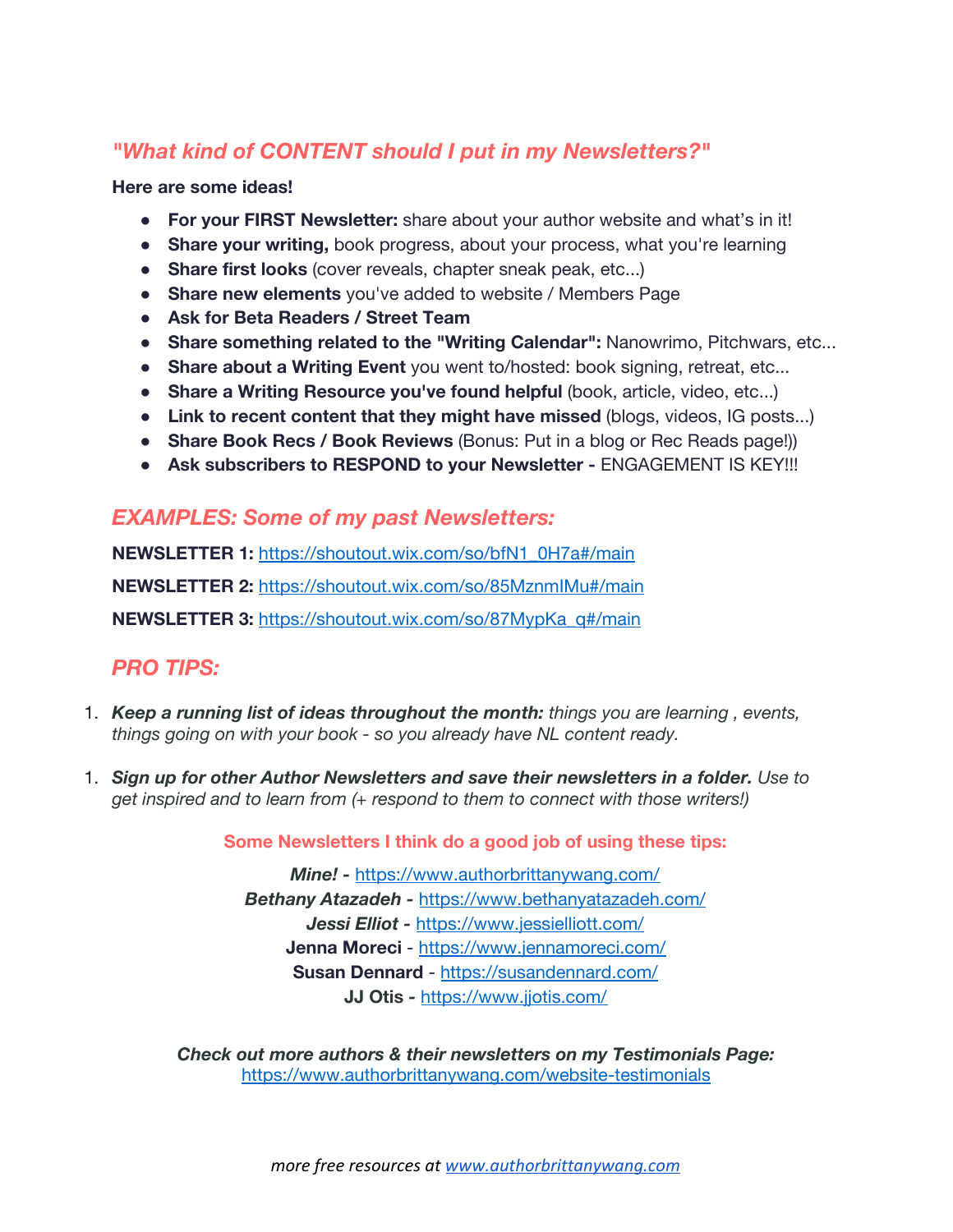## *"What kind of CONTENT should I put in my Newsletters?"*

**Here are some ideas!**

- **For your FIRST Newsletter:** share about your author website and what's in it!
- **Share your writing,** book progress, about your process, what you're learning
- **Share first looks** (cover reveals, chapter sneak peak, etc...)
- **Share new elements** you've added to website / Members Page
- **Ask for Beta Readers / Street Team**
- **Share something related to the "Writing Calendar":** Nanowrimo, Pitchwars, etc...
- **Share about a Writing Event** you went to/hosted: book signing, retreat, etc...
- **Share a Writing Resource you've found helpful** (book, article, video, etc...)
- **Link to recent content that they might have missed** (blogs, videos, IG posts...)
- **Share Book Recs / Book Reviews** (Bonus: Put in a blog or Rec Reads page!))
- **Ask subscribers to RESPOND to your Newsletter -** ENGAGEMENT IS KEY!!!

## *EXAMPLES: Some of my past Newsletters:*

**NEWSLETTER 1:** https://shoutout.wix.com/so/bfN1_0H7a#/main

**NEWSLETTER 2:** https://shoutout.wix.com/so/85MznmIMu#/main

**NEWSLETTER 3:** https://shoutout.wix.com/so/87MypKa_q#/main

## *PRO TIPS:*

1. ***Keep a running list of ideas throughout the month:*** *things you are learning , events, things going on with your book - so you already have NL content ready.*

1. ***Sign up for other Author Newsletters and save their newsletters in a folder.*** *Use to get inspired and to learn from (+ respond to them to connect with those writers!)*

**Some Newsletters I think do a good job of using these tips:**

***Mine! -*** https://www.authorbrittanywang.com/
***Bethany Atazadeh -*** https://www.bethanyatazadeh.com/
***Jessi Elliot -*** https://www.jessielliott.com/
**Jenna Moreci** - https://www.jennamoreci.com/
**Susan Dennard** - https://susandennard.com/
**JJ Otis -** https://www.jjotis.com/

***Check out more authors & their newsletters on my Testimonials Page:***
https://www.authorbrittanywang.com/website-testimonials

*more free resources at www.authorbrittanywang.com*